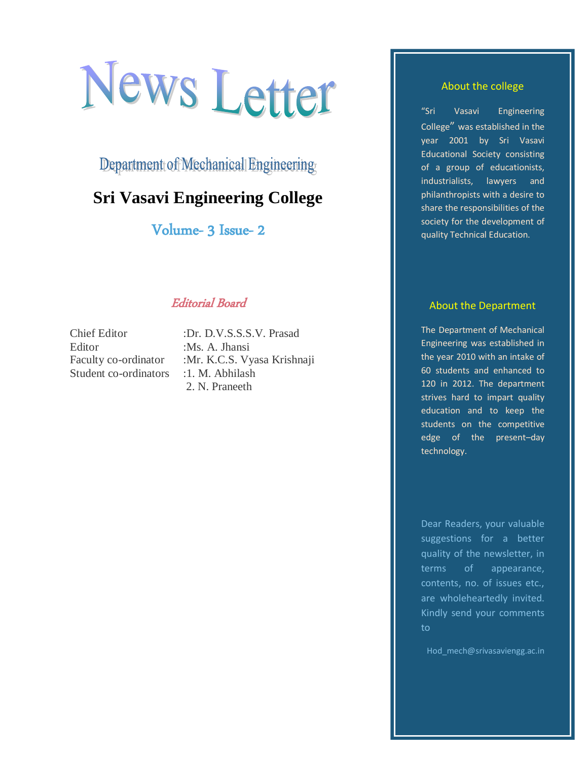# News Letter

## Department of Mechanical Engineering

## Sri Vasavi Engineering College

### Volume- 3 Issue- 2

*Editorial Board*

| | |
|---|---|
| Chief Editor | :Dr. D.V.S.S.S.V. Prasad |
| Editor | :Ms. A. Jhansi |
| Faculty co-ordinator | :Mr. K.C.S. Vyasa Krishnaji |
| Student co-ordinators | :1. M. Abhilash |
| | 2. N. Praneeth |

### About the college

"Sri Vasavi Engineering College" was established in the year 2001 by Sri Vasavi Educational Society consisting of a group of educationists, industrialists, lawyers and philanthropists with a desire to share the responsibilities of the society for the development of quality Technical Education.

### About the Department

The Department of Mechanical Engineering was established in the year 2010 with an intake of 60 students and enhanced to 120 in 2012. The department strives hard to impart quality education and to keep the students on the competitive edge of the present–day technology.

Dear Readers, your valuable suggestions for a better quality of the newsletter, in terms of appearance, contents, no. of issues etc., are wholeheartedly invited. Kindly send your comments to

Hod_mech@srivasaviengg.ac.in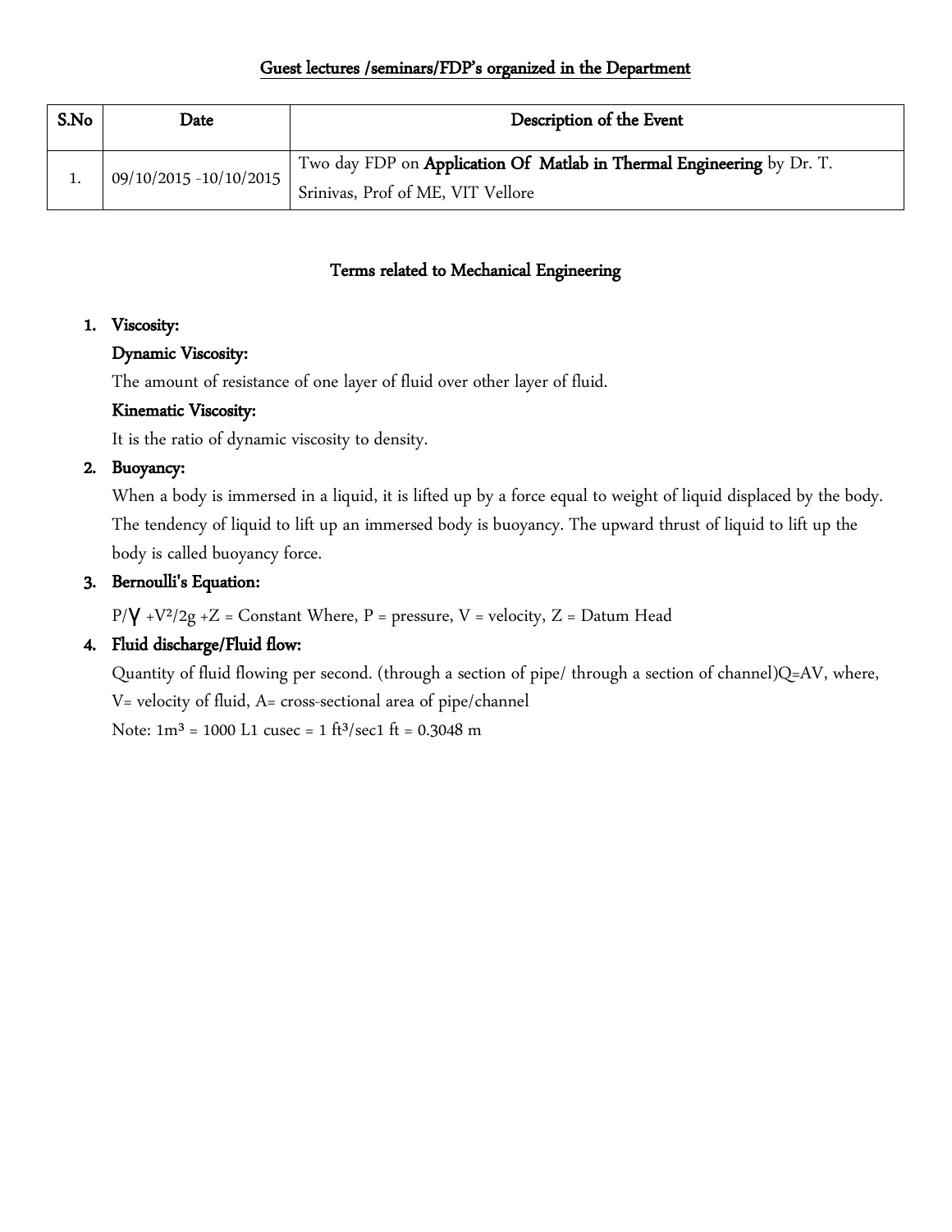## Guest lectures /seminars/FDP's organized in the Department

| S.No | Date | Description of the Event |
|---|---|---|
| 1. | 09/10/2015 -10/10/2015 | Two day FDP on **Application Of Matlab in Thermal Engineering** by Dr. T. Srinivas, Prof of ME, VIT Vellore |

## Terms related to Mechanical Engineering

1. **Viscosity:**

   **Dynamic Viscosity:**

   The amount of resistance of one layer of fluid over other layer of fluid.

   **Kinematic Viscosity:**

   It is the ratio of dynamic viscosity to density.

2. **Buoyancy:**

   When a body is immersed in a liquid, it is lifted up by a force equal to weight of liquid displaced by the body. The tendency of liquid to lift up an immersed body is buoyancy. The upward thrust of liquid to lift up the body is called buoyancy force.

3. **Bernoulli's Equation:**

   $P/\gamma + V^2/2g + Z = \text{Constant}$ Where, P = pressure, V = velocity, Z = Datum Head

4. **Fluid discharge/Fluid flow:**

   Quantity of fluid flowing per second. (through a section of pipe/ through a section of channel)Q=AV, where, V= velocity of fluid, A= cross-sectional area of pipe/channel

   Note: $1m^3 = 1000$ L1 cusec = 1 $ft^3$/sec1 ft = 0.3048 m